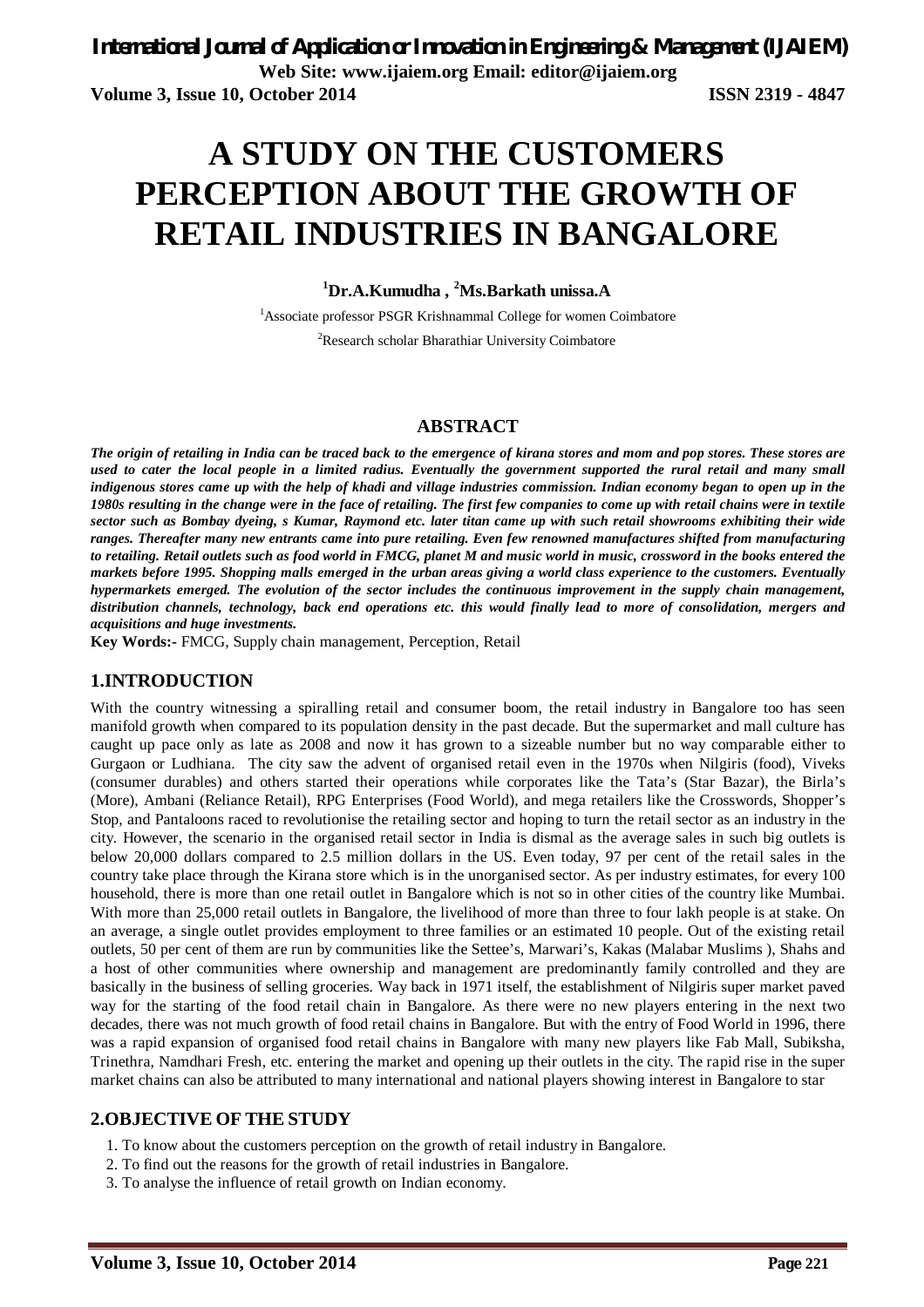# A STUDY ON THE CUSTOMERS PERCEPTION ABOUT THE GROWTH OF RETAIL INDUSTRIES IN BANGALORE

**[1]Dr.A.Kumudha , [2]Ms.Barkath unissa.A**

[1]Associate professor PSGR Krishnammal College for women Coimbatore

[2]Research scholar Bharathiar University Coimbatore

## ABSTRACT

***The origin of retailing in India can be traced back to the emergence of kirana stores and mom and pop stores. These stores are used to cater the local people in a limited radius. Eventually the government supported the rural retail and many small indigenous stores came up with the help of khadi and village industries commission. Indian economy began to open up in the 1980s resulting in the change were in the face of retailing. The first few companies to come up with retail chains were in textile sector such as Bombay dyeing, s Kumar, Raymond etc. later titan came up with such retail showrooms exhibiting their wide ranges. Thereafter many new entrants came into pure retailing. Even few renowned manufactures shifted from manufacturing to retailing. Retail outlets such as food world in FMCG, planet M and music world in music, crossword in the books entered the markets before 1995. Shopping malls emerged in the urban areas giving a world class experience to the customers. Eventually hypermarkets emerged. The evolution of the sector includes the continuous improvement in the supply chain management, distribution channels, technology, back end operations etc. this would finally lead to more of consolidation, mergers and acquisitions and huge investments.***

**Key Words:-** FMCG, Supply chain management, Perception, Retail

## 1.INTRODUCTION

With the country witnessing a spiralling retail and consumer boom, the retail industry in Bangalore too has seen manifold growth when compared to its population density in the past decade. But the supermarket and mall culture has caught up pace only as late as 2008 and now it has grown to a sizeable number but no way comparable either to Gurgaon or Ludhiana. The city saw the advent of organised retail even in the 1970s when Nilgiris (food), Viveks (consumer durables) and others started their operations while corporates like the Tata's (Star Bazar), the Birla's (More), Ambani (Reliance Retail), RPG Enterprises (Food World), and mega retailers like the Crosswords, Shopper's Stop, and Pantaloons raced to revolutionise the retailing sector and hoping to turn the retail sector as an industry in the city. However, the scenario in the organised retail sector in India is dismal as the average sales in such big outlets is below 20,000 dollars compared to 2.5 million dollars in the US. Even today, 97 per cent of the retail sales in the country take place through the Kirana store which is in the unorganised sector. As per industry estimates, for every 100 household, there is more than one retail outlet in Bangalore which is not so in other cities of the country like Mumbai. With more than 25,000 retail outlets in Bangalore, the livelihood of more than three to four lakh people is at stake. On an average, a single outlet provides employment to three families or an estimated 10 people. Out of the existing retail outlets, 50 per cent of them are run by communities like the Settee's, Marwari's, Kakas (Malabar Muslims ), Shahs and a host of other communities where ownership and management are predominantly family controlled and they are basically in the business of selling groceries. Way back in 1971 itself, the establishment of Nilgiris super market paved way for the starting of the food retail chain in Bangalore. As there were no new players entering in the next two decades, there was not much growth of food retail chains in Bangalore. But with the entry of Food World in 1996, there was a rapid expansion of organised food retail chains in Bangalore with many new players like Fab Mall, Subiksha, Trinethra, Namdhari Fresh, etc. entering the market and opening up their outlets in the city. The rapid rise in the super market chains can also be attributed to many international and national players showing interest in Bangalore to star

## 2.OBJECTIVE OF THE STUDY

1. To know about the customers perception on the growth of retail industry in Bangalore.
2. To find out the reasons for the growth of retail industries in Bangalore.
3. To analyse the influence of retail growth on Indian economy.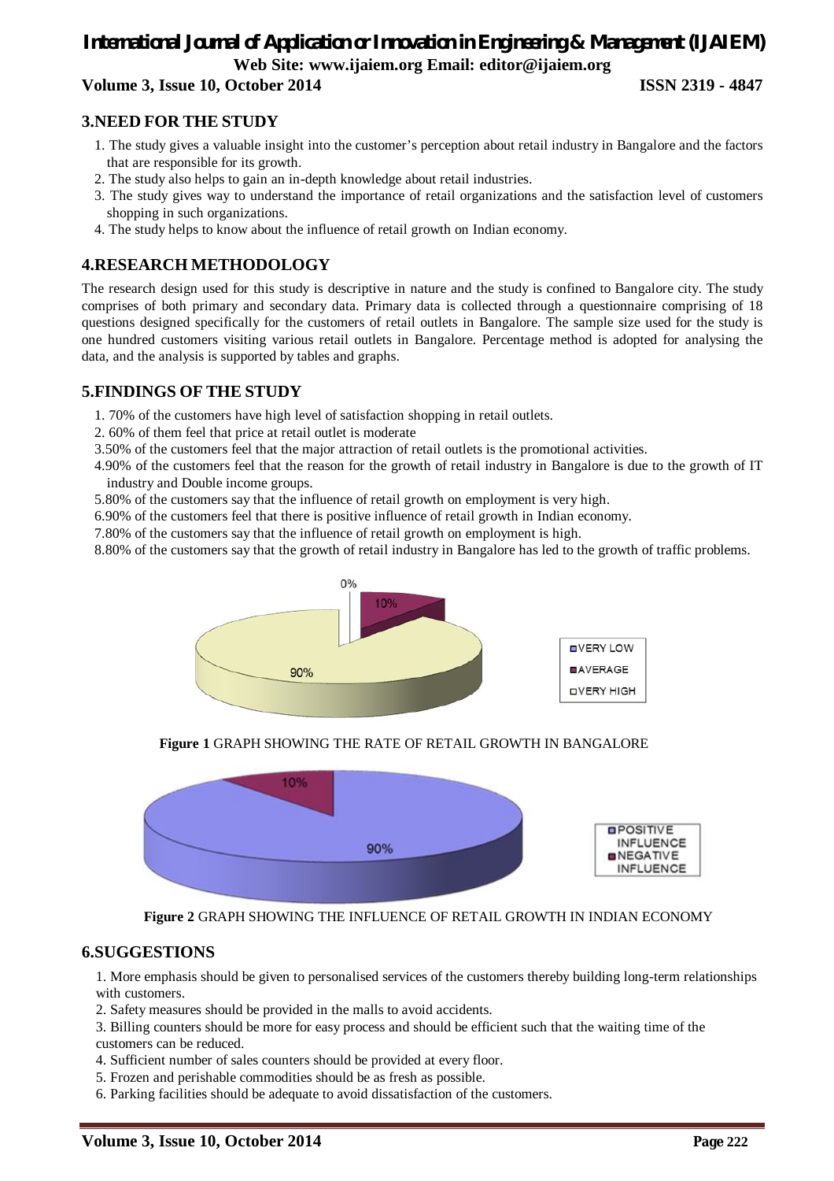## 3.NEED FOR THE STUDY

1. The study gives a valuable insight into the customer's perception about retail industry in Bangalore and the factors that are responsible for its growth.
2. The study also helps to gain an in-depth knowledge about retail industries.
3. The study gives way to understand the importance of retail organizations and the satisfaction level of customers shopping in such organizations.
4. The study helps to know about the influence of retail growth on Indian economy.

## 4.RESEARCH METHODOLOGY

The research design used for this study is descriptive in nature and the study is confined to Bangalore city. The study comprises of both primary and secondary data. Primary data is collected through a questionnaire comprising of 18 questions designed specifically for the customers of retail outlets in Bangalore. The sample size used for the study is one hundred customers visiting various retail outlets in Bangalore. Percentage method is adopted for analysing the data, and the analysis is supported by tables and graphs.

## 5.FINDINGS OF THE STUDY

1. 70% of the customers have high level of satisfaction shopping in retail outlets.
2. 60% of them feel that price at retail outlet is moderate
3. 50% of the customers feel that the major attraction of retail outlets is the promotional activities.
4. 90% of the customers feel that the reason for the growth of retail industry in Bangalore is due to the growth of IT industry and Double income groups.
5. 80% of the customers say that the influence of retail growth on employment is very high.
6. 90% of the customers feel that there is positive influence of retail growth in Indian economy.
7. 80% of the customers say that the influence of retail growth on employment is high.
8. 80% of the customers say that the growth of retail industry in Bangalore has led to the growth of traffic problems.

0%
10%
90%

VERY LOW
AVERAGE
VERY HIGH

**Figure 1** GRAPH SHOWING THE RATE OF RETAIL GROWTH IN BANGALORE

10%
90%

POSITIVE INFLUENCE
NEGATIVE INFLUENCE

**Figure 2** GRAPH SHOWING THE INFLUENCE OF RETAIL GROWTH IN INDIAN ECONOMY

## 6.SUGGESTIONS

1. More emphasis should be given to personalised services of the customers thereby building long-term relationships with customers.
2. Safety measures should be provided in the malls to avoid accidents.
3. Billing counters should be more for easy process and should be efficient such that the waiting time of the customers can be reduced.
4. Sufficient number of sales counters should be provided at every floor.
5. Frozen and perishable commodities should be as fresh as possible.
6. Parking facilities should be adequate to avoid dissatisfaction of the customers.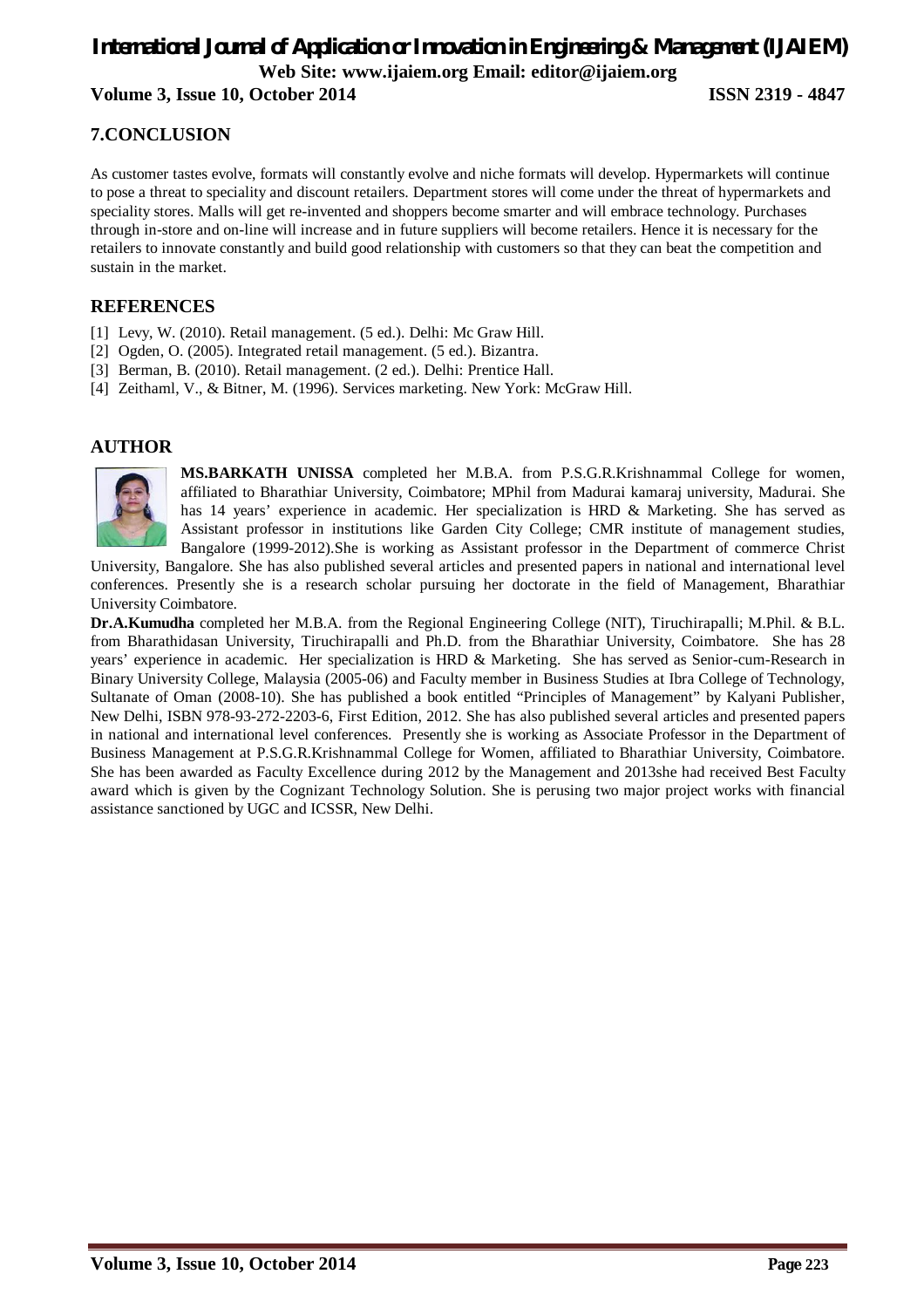## 7.CONCLUSION

As customer tastes evolve, formats will constantly evolve and niche formats will develop. Hypermarkets will continue to pose a threat to speciality and discount retailers. Department stores will come under the threat of hypermarkets and speciality stores. Malls will get re-invented and shoppers become smarter and will embrace technology. Purchases through in-store and on-line will increase and in future suppliers will become retailers. Hence it is necessary for the retailers to innovate constantly and build good relationship with customers so that they can beat the competition and sustain in the market.

## REFERENCES

[1] Levy, W. (2010). Retail management. (5 ed.). Delhi: Mc Graw Hill.
[2] Ogden, O. (2005). Integrated retail management. (5 ed.). Bizantra.
[3] Berman, B. (2010). Retail management. (2 ed.). Delhi: Prentice Hall.
[4] Zeithaml, V., & Bitner, M. (1996). Services marketing. New York: McGraw Hill.

## AUTHOR

**MS.BARKATH UNISSA** completed her M.B.A. from P.S.G.R.Krishnammal College for women, affiliated to Bharathiar University, Coimbatore; MPhil from Madurai kamaraj university, Madurai. She has 14 years' experience in academic. Her specialization is HRD & Marketing. She has served as Assistant professor in institutions like Garden City College; CMR institute of management studies, Bangalore (1999-2012).She is working as Assistant professor in the Department of commerce Christ University, Bangalore. She has also published several articles and presented papers in national and international level conferences. Presently she is a research scholar pursuing her doctorate in the field of Management, Bharathiar University Coimbatore.

**Dr.A.Kumudha** completed her M.B.A. from the Regional Engineering College (NIT), Tiruchirapalli; M.Phil. & B.L. from Bharathidasan University, Tiruchirapalli and Ph.D. from the Bharathiar University, Coimbatore. She has 28 years' experience in academic. Her specialization is HRD & Marketing. She has served as Senior-cum-Research in Binary University College, Malaysia (2005-06) and Faculty member in Business Studies at Ibra College of Technology, Sultanate of Oman (2008-10). She has published a book entitled "Principles of Management" by Kalyani Publisher, New Delhi, ISBN 978-93-272-2203-6, First Edition, 2012. She has also published several articles and presented papers in national and international level conferences. Presently she is working as Associate Professor in the Department of Business Management at P.S.G.R.Krishnammal College for Women, affiliated to Bharathiar University, Coimbatore. She has been awarded as Faculty Excellence during 2012 by the Management and 2013she had received Best Faculty award which is given by the Cognizant Technology Solution. She is perusing two major project works with financial assistance sanctioned by UGC and ICSSR, New Delhi.